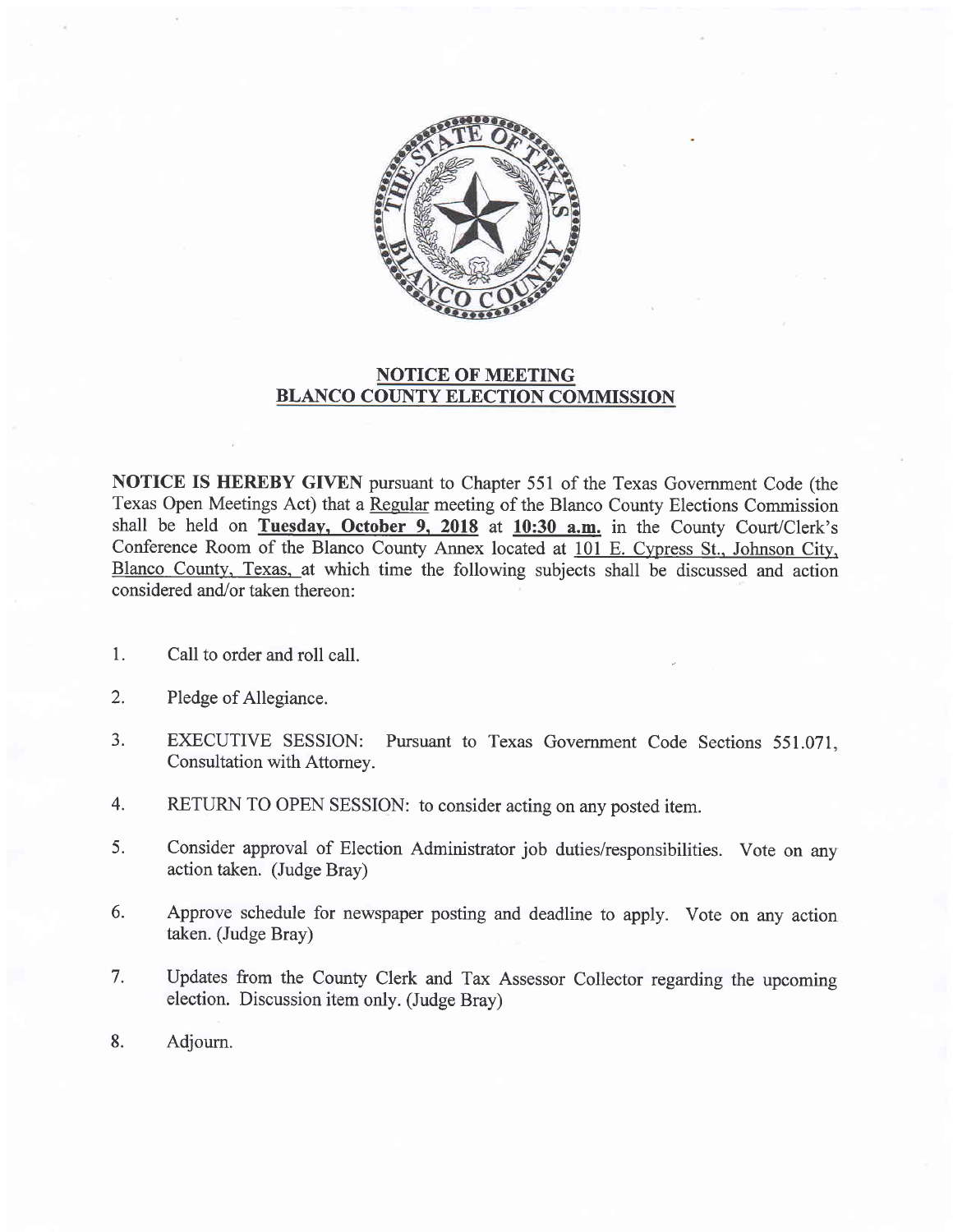## NOTICE OF MEETING
## BLANCO COUNTY ELECTION COMMISSION

**NOTICE IS HEREBY GIVEN** pursuant to Chapter 551 of the Texas Government Code (the Texas Open Meetings Act) that a Regular meeting of the Blanco County Elections Commission shall be held on **Tuesday, October 9, 2018** at **10:30 a.m.** in the County Court/Clerk's Conference Room of the Blanco County Annex located at 101 E. Cypress St., Johnson City, Blanco County, Texas, at which time the following subjects shall be discussed and action considered and/or taken thereon:

1. Call to order and roll call.
2. Pledge of Allegiance.
3. EXECUTIVE SESSION: Pursuant to Texas Government Code Sections 551.071, Consultation with Attorney.
4. RETURN TO OPEN SESSION: to consider acting on any posted item.
5. Consider approval of Election Administrator job duties/responsibilities. Vote on any action taken. (Judge Bray)
6. Approve schedule for newspaper posting and deadline to apply. Vote on any action taken. (Judge Bray)
7. Updates from the County Clerk and Tax Assessor Collector regarding the upcoming election. Discussion item only. (Judge Bray)
8. Adjourn.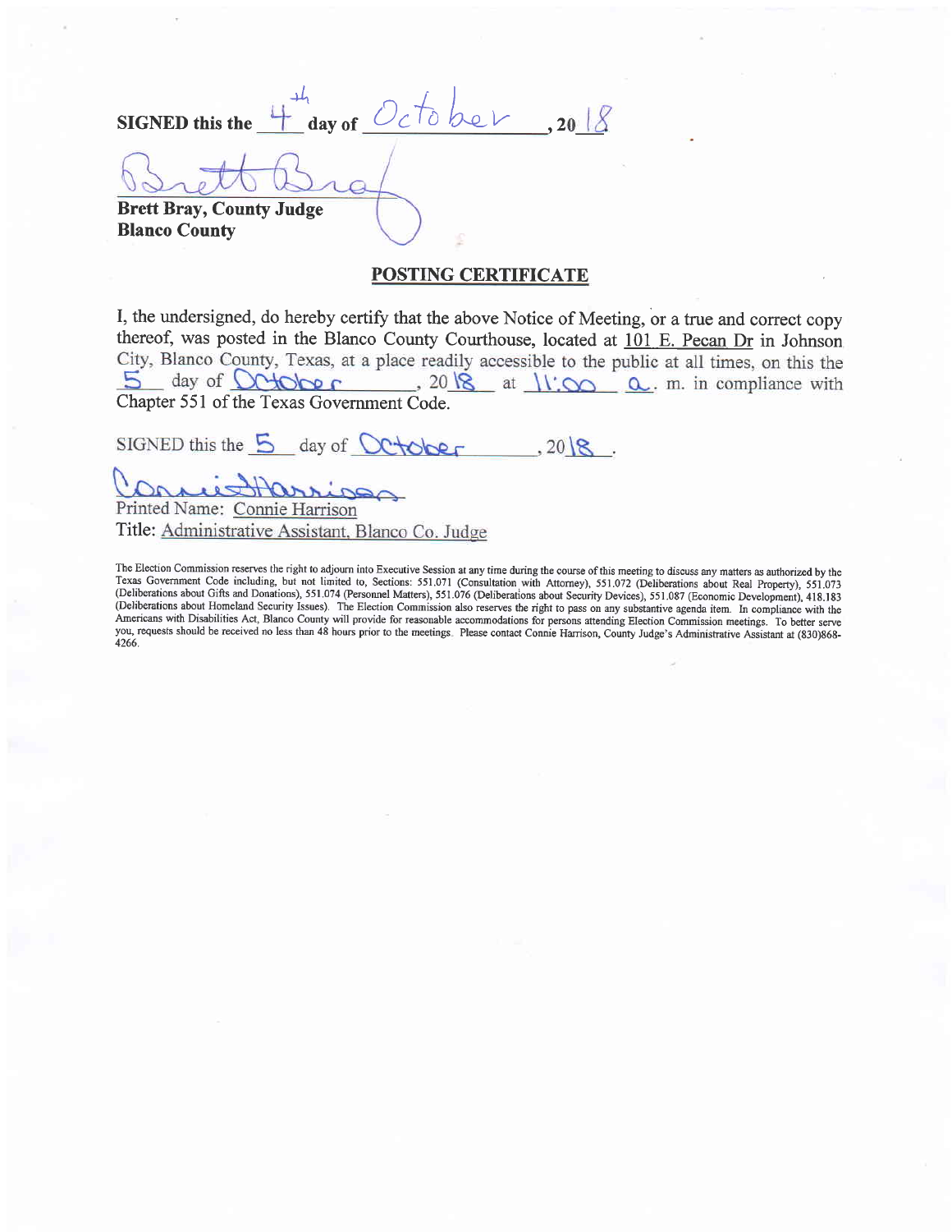SIGNED this the 4th day of October, 2018

Brett Bray

**Brett Bray, County Judge**
**Blanco County**

## POSTING CERTIFICATE

I, the undersigned, do hereby certify that the above Notice of Meeting, or a true and correct copy thereof, was posted in the Blanco County Courthouse, located at 101 E. Pecan Dr in Johnson City, Blanco County, Texas, at a place readily accessible to the public at all times, on this the 5 day of October, 2018 at 11:00 a. m. in compliance with Chapter 551 of the Texas Government Code.

SIGNED this the 5 day of October, 2018.

Connie Harrison

Printed Name: Connie Harrison
Title: Administrative Assistant, Blanco Co. Judge

The Election Commission reserves the right to adjourn into Executive Session at any time during the course of this meeting to discuss any matters as authorized by the Texas Government Code including, but not limited to, Sections: 551.071 (Consultation with Attorney), 551.072 (Deliberations about Real Property), 551.073 (Deliberations about Gifts and Donations), 551.074 (Personnel Matters), 551.076 (Deliberations about Security Devices), 551.087 (Economic Development), 418.183 (Deliberations about Homeland Security Issues). The Election Commission also reserves the right to pass on any substantive agenda item. In compliance with the Americans with Disabilities Act, Blanco County will provide for reasonable accommodations for persons attending Election Commission meetings. To better serve you, requests should be received no less than 48 hours prior to the meetings. Please contact Connie Harrison, County Judge's Administrative Assistant at (830)868-4266.